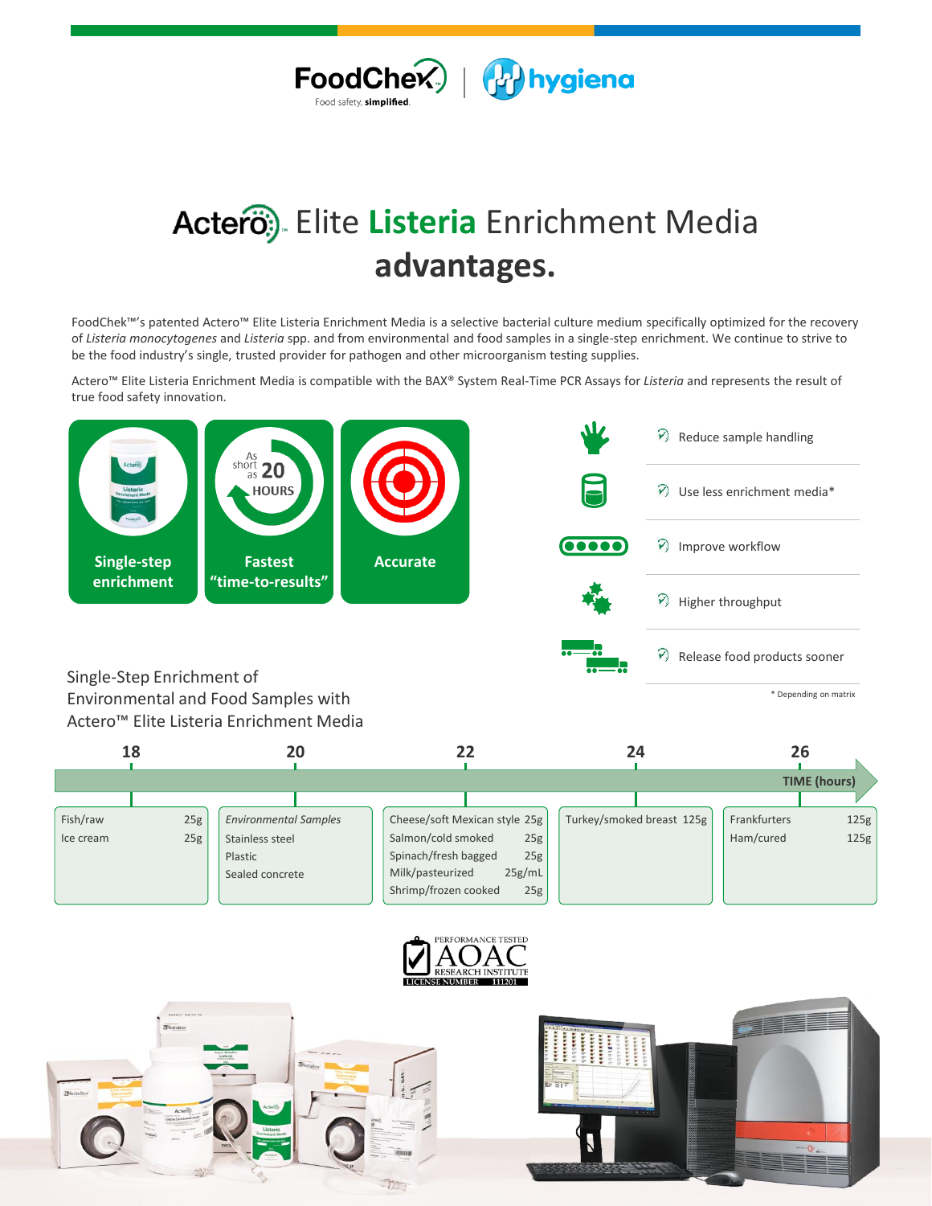FoodChek™ | hygiena

Food safety, **simplified.**

# Actero™ Elite **Listeria** Enrichment Media **advantages.**

FoodChek™'s patented Actero™ Elite Listeria Enrichment Media is a selective bacterial culture medium specifically optimized for the recovery of *Listeria monocytogenes* and *Listeria* spp. and from environmental and food samples in a single-step enrichment. We continue to strive to be the food industry's single, trusted provider for pathogen and other microorganism testing supplies.

Actero™ Elite Listeria Enrichment Media is compatible with the BAX® System Real-Time PCR Assays for *Listeria* and represents the result of true food safety innovation.

- **Single-step enrichment**
- **Fastest "time-to-results"** — As short as 20 HOURS
- **Accurate**

- Reduce sample handling
- Use less enrichment media*
- Improve workflow
- Higher throughput
- Release food products sooner

\* Depending on matrix

## Single-Step Enrichment of Environmental and Food Samples with Actero™ Elite Listeria Enrichment Media

TIME (hours)

| 18 | 20 | 22 | 24 | 26 |
|---|---|---|---|---|
| Fish/raw 25g | *Environmental Samples* | Cheese/soft Mexican style 25g | Turkey/smoked breast 125g | Frankfurters 125g |
| Ice cream 25g | Stainless steel | Salmon/cold smoked 25g | | Ham/cured 125g |
| | Plastic | Spinach/fresh bagged 25g | | |
| | Sealed concrete | Milk/pasteurized 25g/mL | | |
| | | Shrimp/frozen cooked 25g | | |

PERFORMANCE TESTED AOAC RESEARCH INSTITUTE LICENSE NUMBER 111201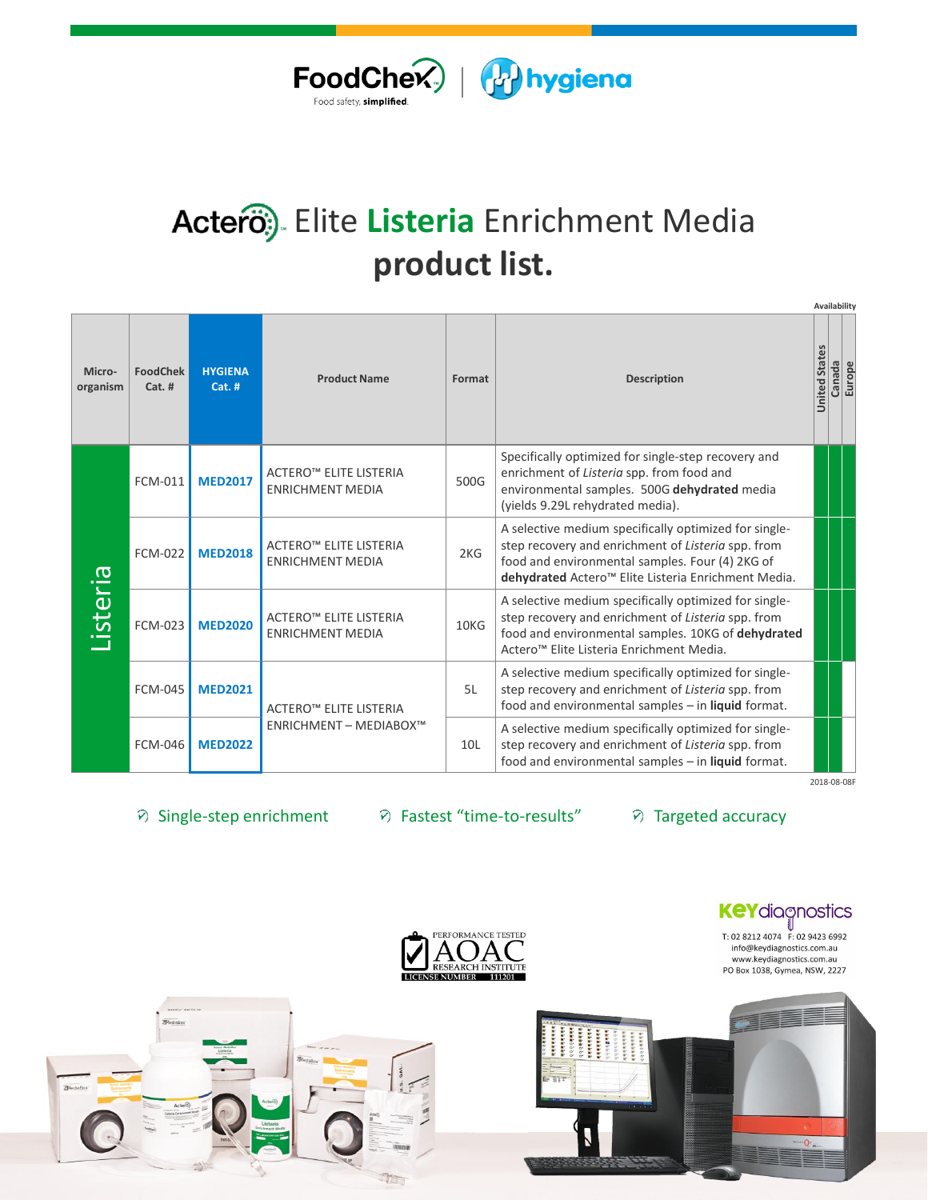FoodChek
Food safety, **simplified**.

hygiena

# Actero™ Elite **Listeria** Enrichment Media **product list.**

| Micro-organism | FoodChek Cat. # | HYGIENA Cat. # | Product Name | Format | Description | United States | Canada | Europe |
|---|---|---|---|---|---|---|---|---|
| Listeria | FCM-011 | **MED2017** | ACTERO™ ELITE LISTERIA ENRICHMENT MEDIA | 500G | Specifically optimized for single-step recovery and enrichment of *Listeria* spp. from food and environmental samples. 500G **dehydrated** media (yields 9.29L rehydrated media). | ■ | ■ | ■ |
| | FCM-022 | **MED2018** | ACTERO™ ELITE LISTERIA ENRICHMENT MEDIA | 2KG | A selective medium specifically optimized for single-step recovery and enrichment of *Listeria* spp. from food and environmental samples. Four (4) 2KG of **dehydrated** Actero™ Elite Listeria Enrichment Media. | ■ | ■ | ■ |
| | FCM-023 | **MED2020** | ACTERO™ ELITE LISTERIA ENRICHMENT MEDIA | 10KG | A selective medium specifically optimized for single-step recovery and enrichment of *Listeria* spp. from food and environmental samples. 10KG of **dehydrated** Actero™ Elite Listeria Enrichment Media. | ■ | ■ | ■ |
| | FCM-045 | **MED2021** | ACTERO™ ELITE LISTERIA ENRICHMENT – MEDIABOX™ | 5L | A selective medium specifically optimized for single-step recovery and enrichment of *Listeria* spp. from food and environmental samples – in **liquid** format. | ■ | ■ | |
| | FCM-046 | **MED2022** | ACTERO™ ELITE LISTERIA ENRICHMENT – MEDIABOX™ | 10L | A selective medium specifically optimized for single-step recovery and enrichment of *Listeria* spp. from food and environmental samples – in **liquid** format. | ■ | ■ | |

2018-08-08F

- Single-step enrichment
- Fastest "time-to-results"
- Targeted accuracy

PERFORMANCE TESTED AOAC RESEARCH INSTITUTE LICENSE NUMBER 111201

**KEY**diagnostics
T: 02 8212 4074 F: 02 9423 6992
info@keydiagnostics.com.au
www.keydiagnostics.com.au
PO Box 1038, Gymea, NSW, 2227